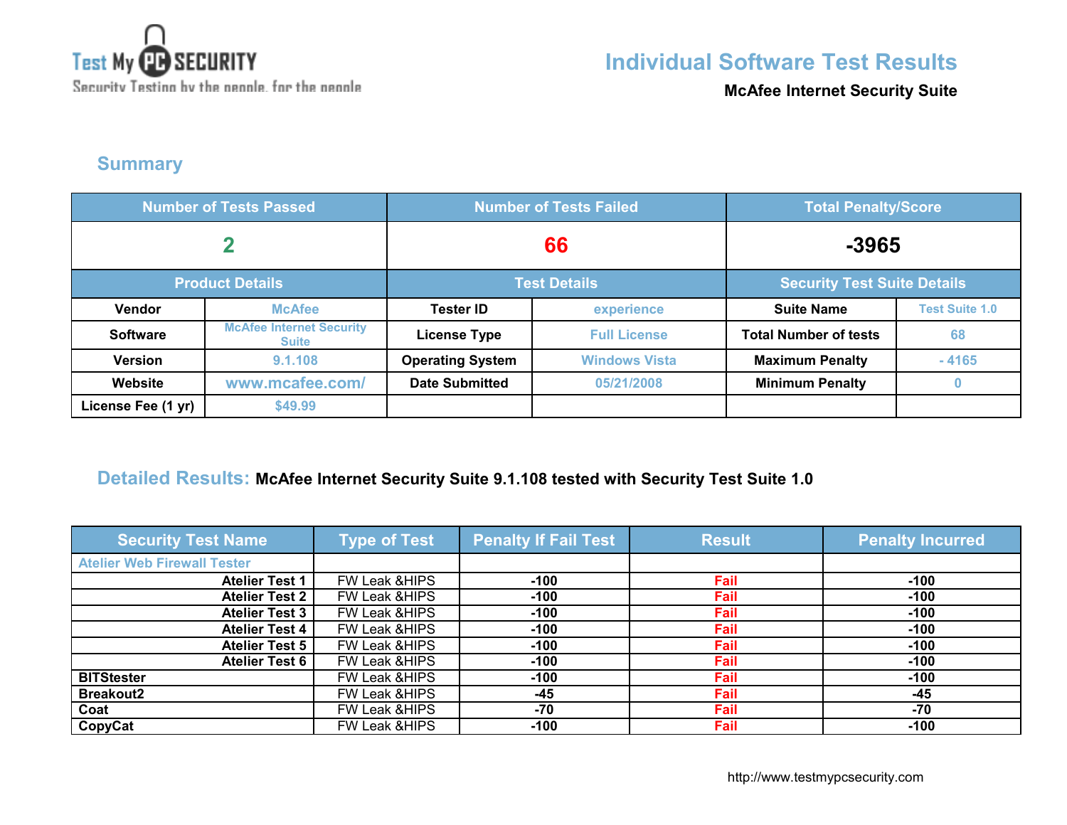Test My PC SECURITY
Security Testing by the people, for the people

# Individual Software Test Results

**McAfee Internet Security Suite**

## Summary

| Number of Tests Passed | | Number of Tests Failed | | Total Penalty/Score | |
|---|---|---|---|---|---|
| 2 | | 66 | | -3965 | |
| **Product Details** | | **Test Details** | | **Security Test Suite Details** | |
| Vendor | McAfee | Tester ID | experience | Suite Name | Test Suite 1.0 |
| Software | McAfee Internet Security Suite | License Type | Full License | Total Number of tests | 68 |
| Version | 9.1.108 | Operating System | Windows Vista | Maximum Penalty | - 4165 |
| Website | www.mcafee.com/ | Date Submitted | 05/21/2008 | Minimum Penalty | 0 |
| License Fee (1 yr) | $49.99 | | | | |

## Detailed Results: McAfee Internet Security Suite 9.1.108 tested with Security Test Suite 1.0

| Security Test Name | Type of Test | Penalty If Fail Test | Result | Penalty Incurred |
|---|---|---|---|---|
| Atelier Web Firewall Tester | | | | |
| Atelier Test 1 | FW Leak &HIPS | -100 | Fail | -100 |
| Atelier Test 2 | FW Leak &HIPS | -100 | Fail | -100 |
| Atelier Test 3 | FW Leak &HIPS | -100 | Fail | -100 |
| Atelier Test 4 | FW Leak &HIPS | -100 | Fail | -100 |
| Atelier Test 5 | FW Leak &HIPS | -100 | Fail | -100 |
| Atelier Test 6 | FW Leak &HIPS | -100 | Fail | -100 |
| BITStester | FW Leak &HIPS | -100 | Fail | -100 |
| Breakout2 | FW Leak &HIPS | -45 | Fail | -45 |
| Coat | FW Leak &HIPS | -70 | Fail | -70 |
| CopyCat | FW Leak &HIPS | -100 | Fail | -100 |

http://www.testmypcsecurity.com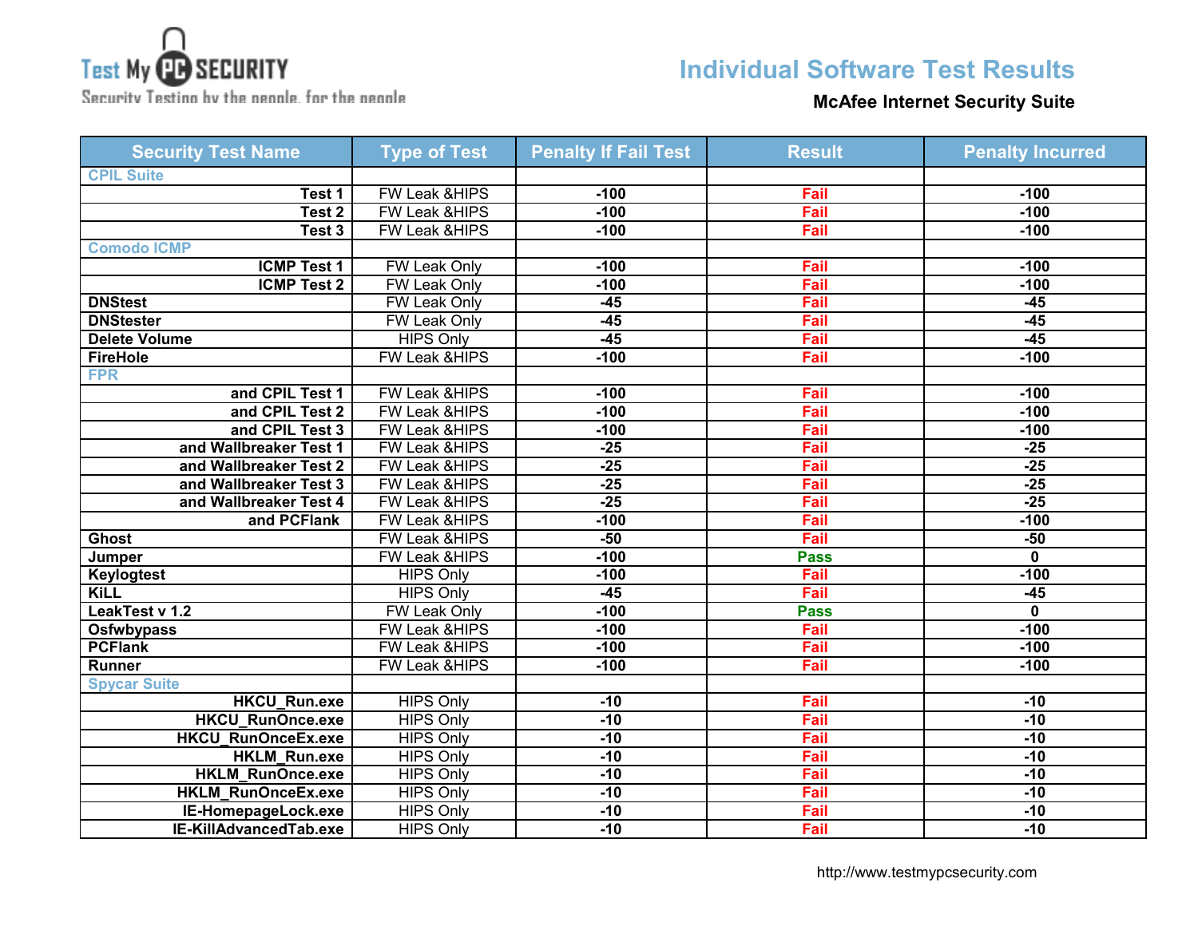Test My PC SECURITY
Security Testing by the people, for the people

# Individual Software Test Results

**McAfee Internet Security Suite**

| Security Test Name | Type of Test | Penalty If Fail Test | Result | Penalty Incurred |
|---|---|---|---|---|
| CPIL Suite | | | | |
| Test 1 | FW Leak &HIPS | -100 | Fail | -100 |
| Test 2 | FW Leak &HIPS | -100 | Fail | -100 |
| Test 3 | FW Leak &HIPS | -100 | Fail | -100 |
| Comodo ICMP | | | | |
| ICMP Test 1 | FW Leak Only | -100 | Fail | -100 |
| ICMP Test 2 | FW Leak Only | -100 | Fail | -100 |
| DNStest | FW Leak Only | -45 | Fail | -45 |
| DNStester | FW Leak Only | -45 | Fail | -45 |
| Delete Volume | HIPS Only | -45 | Fail | -45 |
| FireHole | FW Leak &HIPS | -100 | Fail | -100 |
| FPR | | | | |
| and CPIL Test 1 | FW Leak &HIPS | -100 | Fail | -100 |
| and CPIL Test 2 | FW Leak &HIPS | -100 | Fail | -100 |
| and CPIL Test 3 | FW Leak &HIPS | -100 | Fail | -100 |
| and Wallbreaker Test 1 | FW Leak &HIPS | -25 | Fail | -25 |
| and Wallbreaker Test 2 | FW Leak &HIPS | -25 | Fail | -25 |
| and Wallbreaker Test 3 | FW Leak &HIPS | -25 | Fail | -25 |
| and Wallbreaker Test 4 | FW Leak &HIPS | -25 | Fail | -25 |
| and PCFlank | FW Leak &HIPS | -100 | Fail | -100 |
| Ghost | FW Leak &HIPS | -50 | Fail | -50 |
| Jumper | FW Leak &HIPS | -100 | Pass | 0 |
| Keylogtest | HIPS Only | -100 | Fail | -100 |
| KiLL | HIPS Only | -45 | Fail | -45 |
| LeakTest v 1.2 | FW Leak Only | -100 | Pass | 0 |
| Osfwbypass | FW Leak &HIPS | -100 | Fail | -100 |
| PCFlank | FW Leak &HIPS | -100 | Fail | -100 |
| Runner | FW Leak &HIPS | -100 | Fail | -100 |
| Spycar Suite | | | | |
| HKCU_Run.exe | HIPS Only | -10 | Fail | -10 |
| HKCU_RunOnce.exe | HIPS Only | -10 | Fail | -10 |
| HKCU_RunOnceEx.exe | HIPS Only | -10 | Fail | -10 |
| HKLM_Run.exe | HIPS Only | -10 | Fail | -10 |
| HKLM_RunOnce.exe | HIPS Only | -10 | Fail | -10 |
| HKLM_RunOnceEx.exe | HIPS Only | -10 | Fail | -10 |
| IE-HomepageLock.exe | HIPS Only | -10 | Fail | -10 |
| IE-KillAdvancedTab.exe | HIPS Only | -10 | Fail | -10 |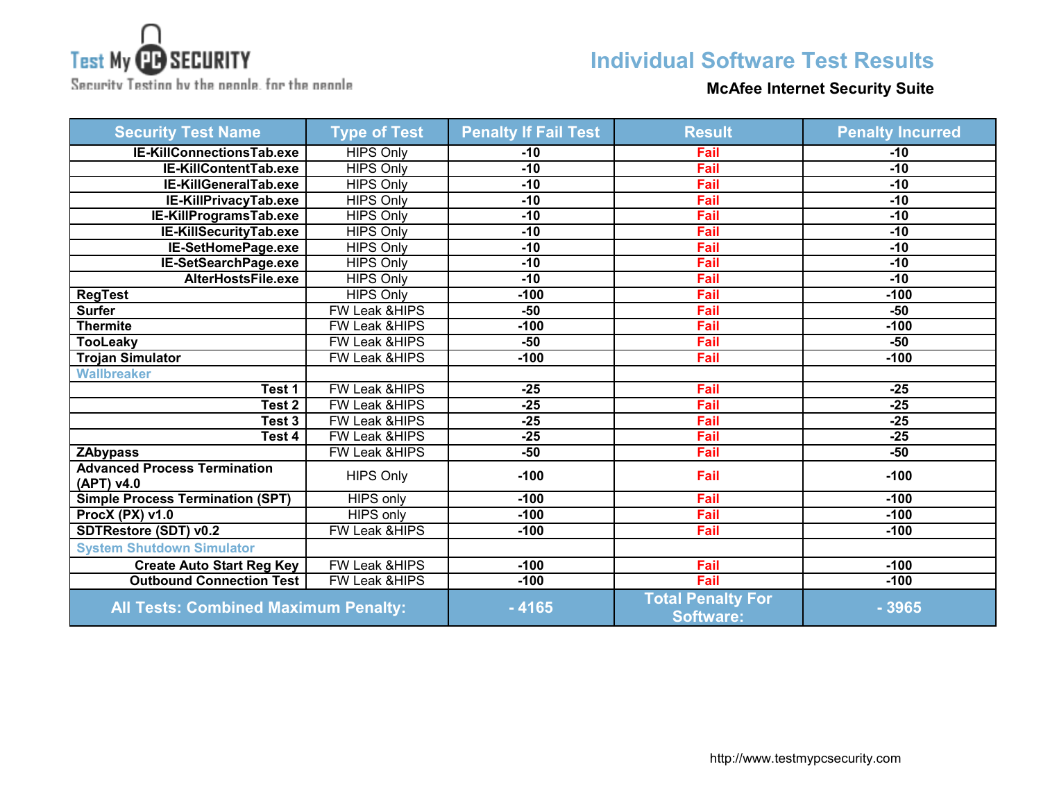Test My PC SECURITY

Security Testing by the people, for the people

# Individual Software Test Results

**McAfee Internet Security Suite**

| Security Test Name | Type of Test | Penalty If Fail Test | Result | Penalty Incurred |
|---|---|---|---|---|
| **IE-KillConnectionsTab.exe** | HIPS Only | **-10** | Fail | **-10** |
| **IE-KillContentTab.exe** | HIPS Only | **-10** | Fail | **-10** |
| **IE-KillGeneralTab.exe** | HIPS Only | **-10** | Fail | **-10** |
| **IE-KillPrivacyTab.exe** | HIPS Only | **-10** | Fail | **-10** |
| **IE-KillProgramsTab.exe** | HIPS Only | **-10** | Fail | **-10** |
| **IE-KillSecurityTab.exe** | HIPS Only | **-10** | Fail | **-10** |
| **IE-SetHomePage.exe** | HIPS Only | **-10** | Fail | **-10** |
| **IE-SetSearchPage.exe** | HIPS Only | **-10** | Fail | **-10** |
| **AlterHostsFile.exe** | HIPS Only | **-10** | Fail | **-10** |
| **RegTest** | HIPS Only | **-100** | Fail | **-100** |
| **Surfer** | FW Leak &HIPS | **-50** | Fail | **-50** |
| **Thermite** | FW Leak &HIPS | **-100** | Fail | **-100** |
| **TooLeaky** | FW Leak &HIPS | **-50** | Fail | **-50** |
| **Trojan Simulator** | FW Leak &HIPS | **-100** | Fail | **-100** |
| **Wallbreaker** | | | | |
| **Test 1** | FW Leak &HIPS | **-25** | Fail | **-25** |
| **Test 2** | FW Leak &HIPS | **-25** | Fail | **-25** |
| **Test 3** | FW Leak &HIPS | **-25** | Fail | **-25** |
| **Test 4** | FW Leak &HIPS | **-25** | Fail | **-25** |
| **ZAbypass** | FW Leak &HIPS | **-50** | Fail | **-50** |
| **Advanced Process Termination (APT) v4.0** | HIPS Only | **-100** | Fail | **-100** |
| **Simple Process Termination (SPT)** | HIPS only | **-100** | Fail | **-100** |
| **ProcX (PX) v1.0** | HIPS only | **-100** | Fail | **-100** |
| **SDTRestore (SDT) v0.2** | FW Leak &HIPS | **-100** | Fail | **-100** |
| **System Shutdown Simulator** | | | | |
| **Create Auto Start Reg Key** | FW Leak &HIPS | **-100** | Fail | **-100** |
| **Outbound Connection Test** | FW Leak &HIPS | **-100** | Fail | **-100** |
| **All Tests: Combined Maximum Penalty:** | | **- 4165** | **Total Penalty For Software:** | **- 3965** |

http://www.testmypcsecurity.com